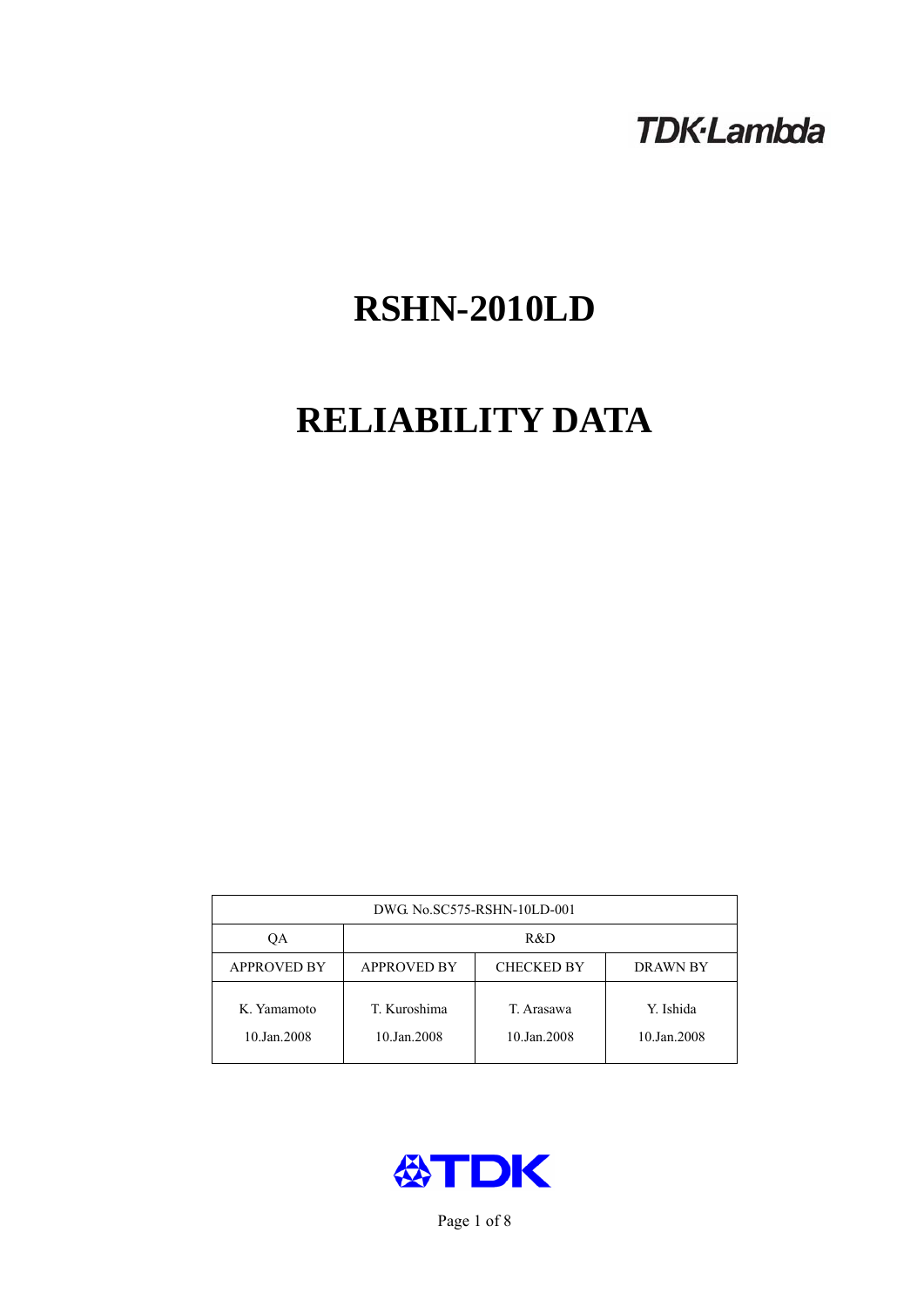TDK·Lambda

# RSHN-2010LD

# RELIABILITY DATA

| DWG. No.SC575-RSHN-10LD-001 | | | |
|---|---|---|---|
| QA | R&D | | |
| APPROVED BY | APPROVED BY | CHECKED BY | DRAWN BY |
| K. Yamamoto<br>10.Jan.2008 | T. Kuroshima<br>10.Jan.2008 | T. Arasawa<br>10.Jan.2008 | Y. Ishida<br>10.Jan.2008 |

TDK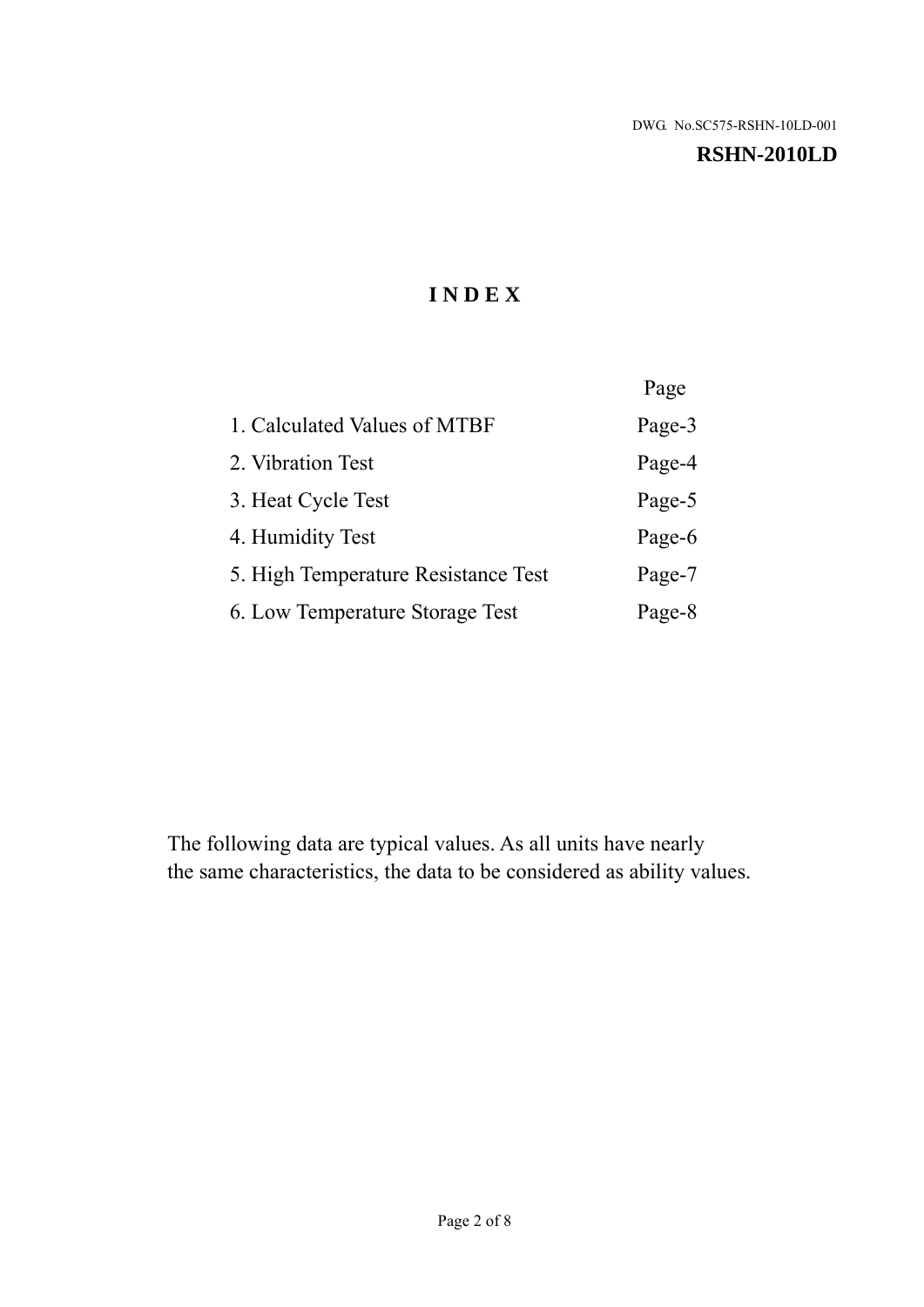DWG. No.SC575-RSHN-10LD-001

**RSHN-2010LD**

# INDEX

| | Page |
|---|---|
| 1. Calculated Values of MTBF | Page-3 |
| 2. Vibration Test | Page-4 |
| 3. Heat Cycle Test | Page-5 |
| 4. Humidity Test | Page-6 |
| 5. High Temperature Resistance Test | Page-7 |
| 6. Low Temperature Storage Test | Page-8 |

The following data are typical values. As all units have nearly the same characteristics, the data to be considered as ability values.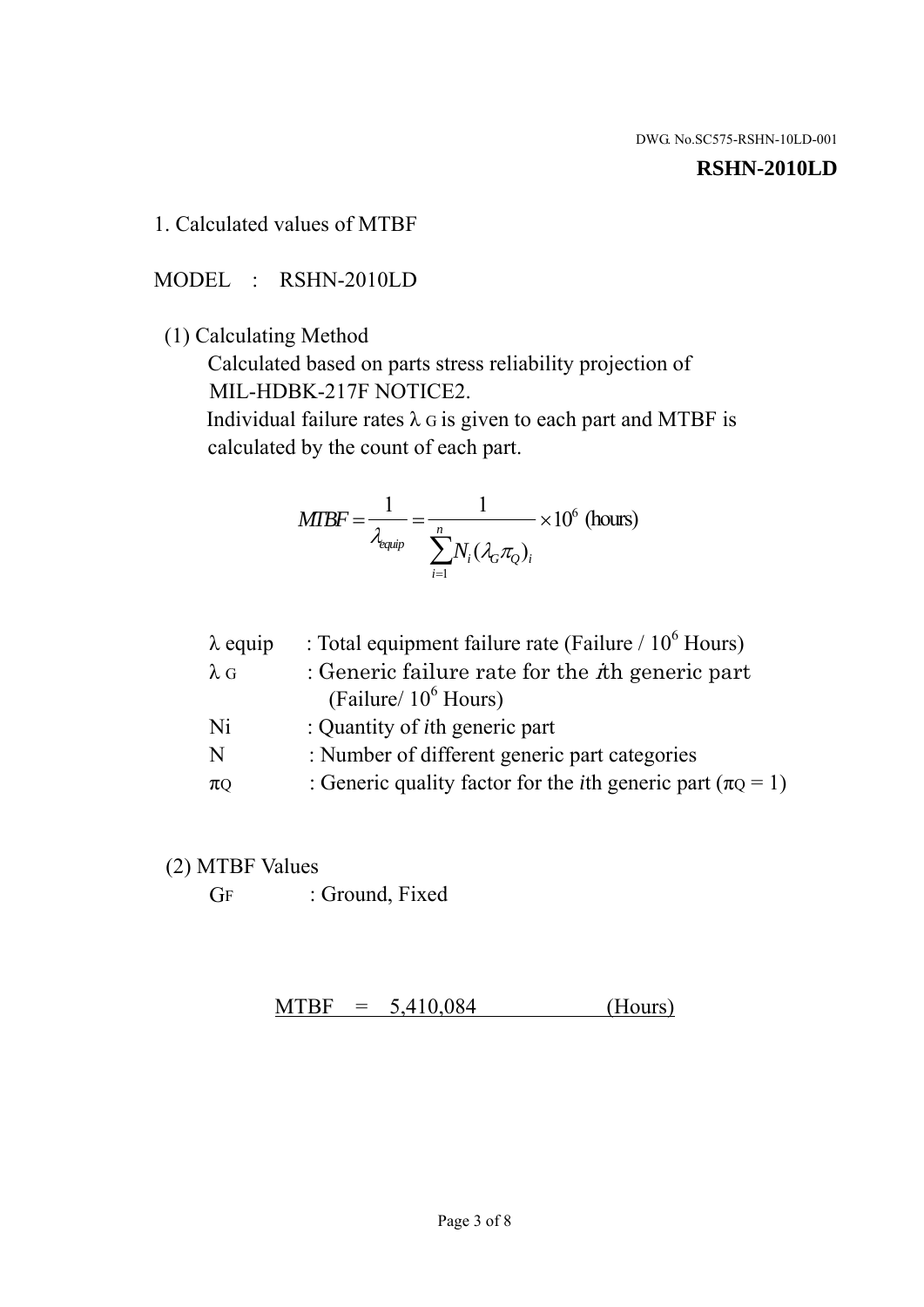DWG. No.SC575-RSHN-10LD-001

**RSHN-2010LD**

1. Calculated values of MTBF

MODEL : RSHN-2010LD

(1) Calculating Method

Calculated based on parts stress reliability projection of MIL-HDBK-217F NOTICE2.

Individual failure rates $\lambda_G$ is given to each part and MTBF is calculated by the count of each part.

$$MTBF = \frac{1}{\lambda_{equip}} = \frac{1}{\sum_{i=1}^{n} N_i (\lambda_G \pi_Q)_i} \times 10^6 \text{ (hours)}$$

| | |
|---|---|
| $\lambda$ equip | : Total equipment failure rate (Failure / $10^6$ Hours) |
| $\lambda_G$ | : Generic failure rate for the $i$th generic part (Failure/ $10^6$ Hours) |
| Ni | : Quantity of $i$th generic part |
| N | : Number of different generic part categories |
| $\pi_Q$ | : Generic quality factor for the $i$th generic part ($\pi_Q = 1$) |

(2) MTBF Values

$G_F$ : Ground, Fixed

MTBF = 5,410,084 (Hours)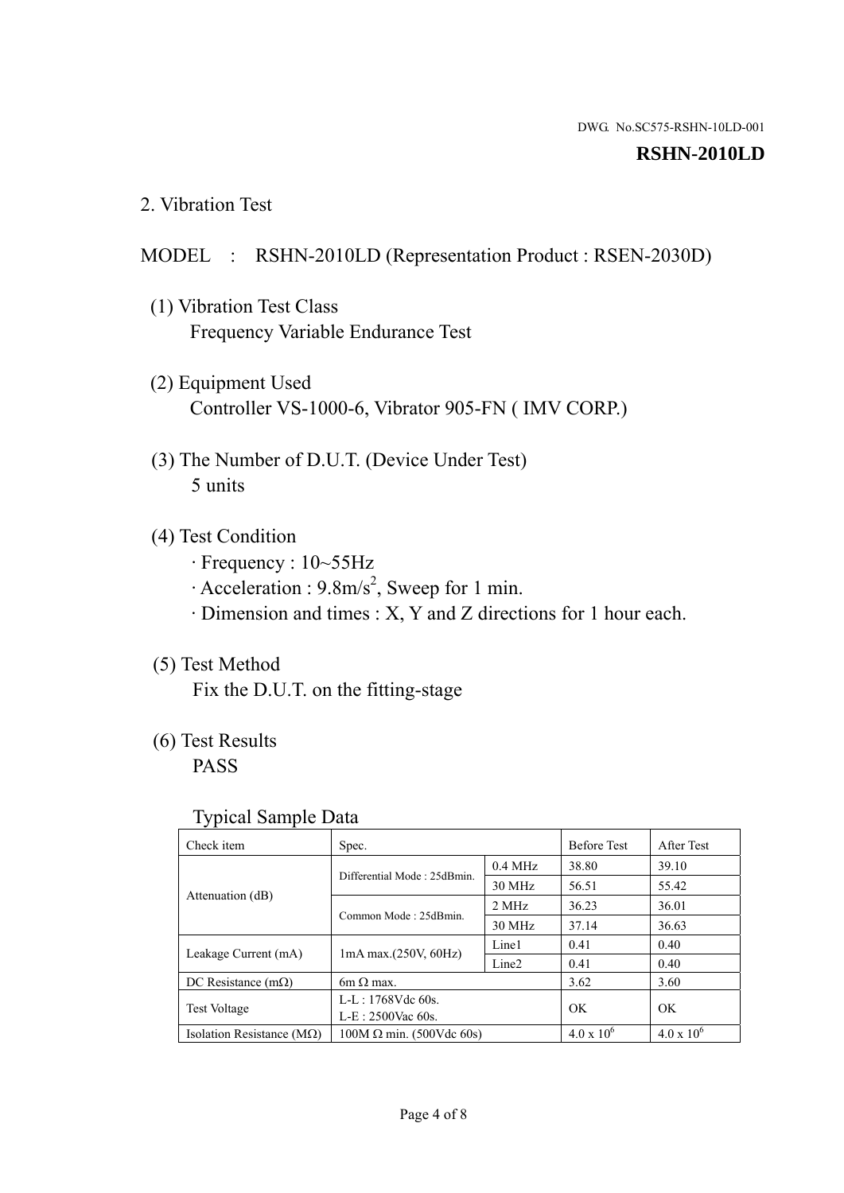DWG. No.SC575-RSHN-10LD-001

**RSHN-2010LD**

## 2. Vibration Test

MODEL : RSHN-2010LD (Representation Product : RSEN-2030D)

(1) Vibration Test Class
Frequency Variable Endurance Test

(2) Equipment Used
Controller VS-1000-6, Vibrator 905-FN ( IMV CORP.)

(3) The Number of D.U.T. (Device Under Test)
5 units

(4) Test Condition
· Frequency : 10~55Hz
· Acceleration : 9.8m/s$^2$, Sweep for 1 min.
· Dimension and times : X, Y and Z directions for 1 hour each.

(5) Test Method
Fix the D.U.T. on the fitting-stage

(6) Test Results
PASS

Typical Sample Data

| Check item | Spec. | | Before Test | After Test |
|---|---|---|---|---|
| Attenuation (dB) | Differential Mode : 25dBmin. | 0.4 MHz | 38.80 | 39.10 |
| | | 30 MHz | 56.51 | 55.42 |
| | Common Mode : 25dBmin. | 2 MHz | 36.23 | 36.01 |
| | | 30 MHz | 37.14 | 36.63 |
| Leakage Current (mA) | 1mA max.(250V, 60Hz) | Line1 | 0.41 | 0.40 |
| | | Line2 | 0.41 | 0.40 |
| DC Resistance (mΩ) | 6m Ω max. | | 3.62 | 3.60 |
| Test Voltage | L-L : 1768Vdc 60s.<br>L-E : 2500Vac 60s. | | OK | OK |
| Isolation Resistance (MΩ) | 100M Ω min. (500Vdc 60s) | | $4.0 \times 10^6$ | $4.0 \times 10^6$ |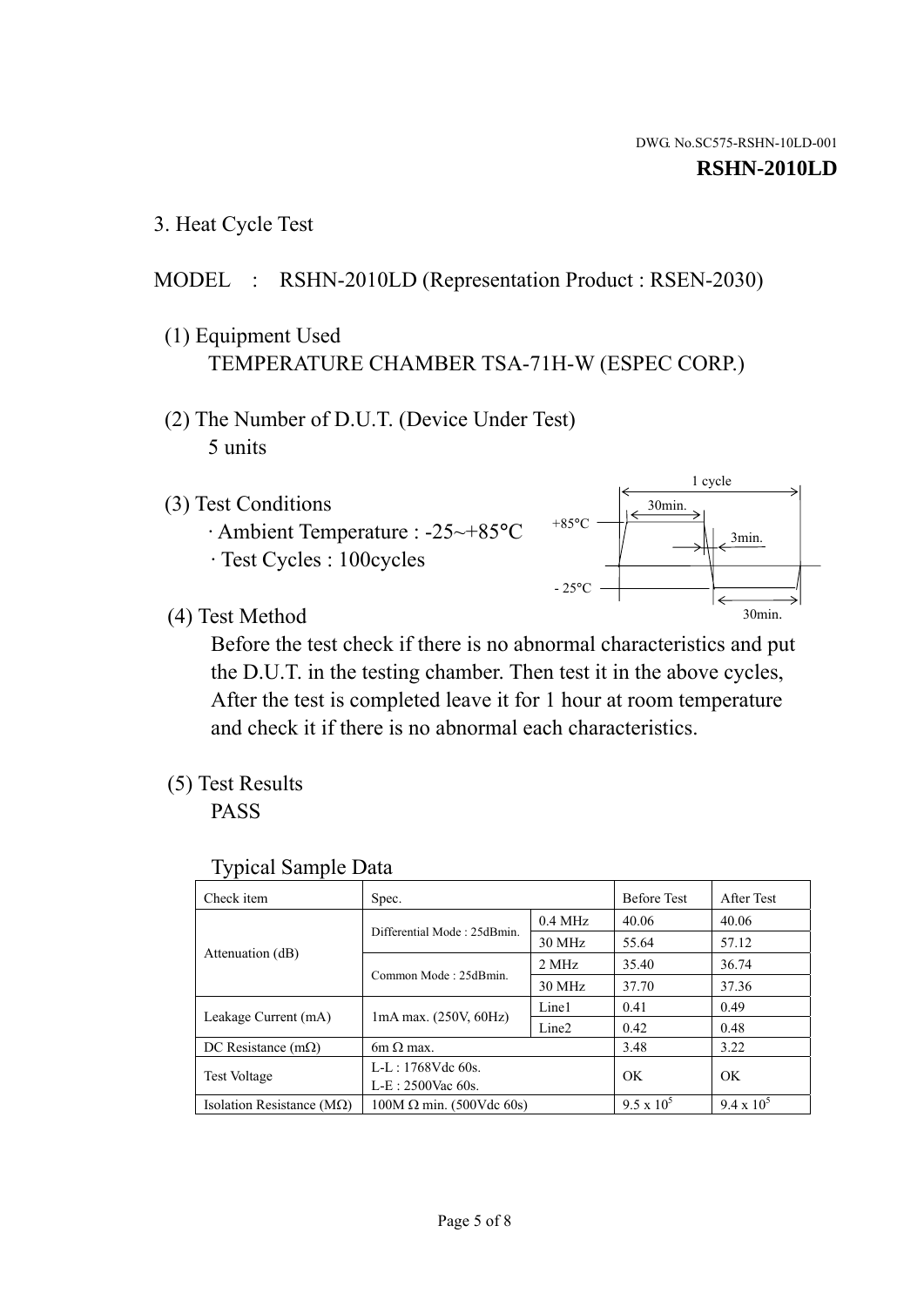DWG. No.SC575-RSHN-10LD-001

**RSHN-2010LD**

## 3. Heat Cycle Test

MODEL : RSHN-2010LD (Representation Product : RSEN-2030)

(1) Equipment Used
TEMPERATURE CHAMBER TSA-71H-W (ESPEC CORP.)

(2) The Number of D.U.T. (Device Under Test)
5 units

(3) Test Conditions
· Ambient Temperature : -25~+85°C
· Test Cycles : 100cycles

1 cycle
30min.
+85°C
3min.
- 25°C
30min.

(4) Test Method
Before the test check if there is no abnormal characteristics and put the D.U.T. in the testing chamber. Then test it in the above cycles, After the test is completed leave it for 1 hour at room temperature and check it if there is no abnormal each characteristics.

(5) Test Results
PASS

Typical Sample Data

| Check item | Spec. | | Before Test | After Test |
|---|---|---|---|---|
| Attenuation (dB) | Differential Mode : 25dBmin. | 0.4 MHz | 40.06 | 40.06 |
| | | 30 MHz | 55.64 | 57.12 |
| | Common Mode : 25dBmin. | 2 MHz | 35.40 | 36.74 |
| | | 30 MHz | 37.70 | 37.36 |
| Leakage Current (mA) | 1mA max. (250V, 60Hz) | Line1 | 0.41 | 0.49 |
| | | Line2 | 0.42 | 0.48 |
| DC Resistance (mΩ) | 6m Ω max. | | 3.48 | 3.22 |
| Test Voltage | L-L : 1768Vdc 60s. L-E : 2500Vac 60s. | | OK | OK |
| Isolation Resistance (MΩ) | 100M Ω min. (500Vdc 60s) | | $9.5 \times 10^5$ | $9.4 \times 10^5$ |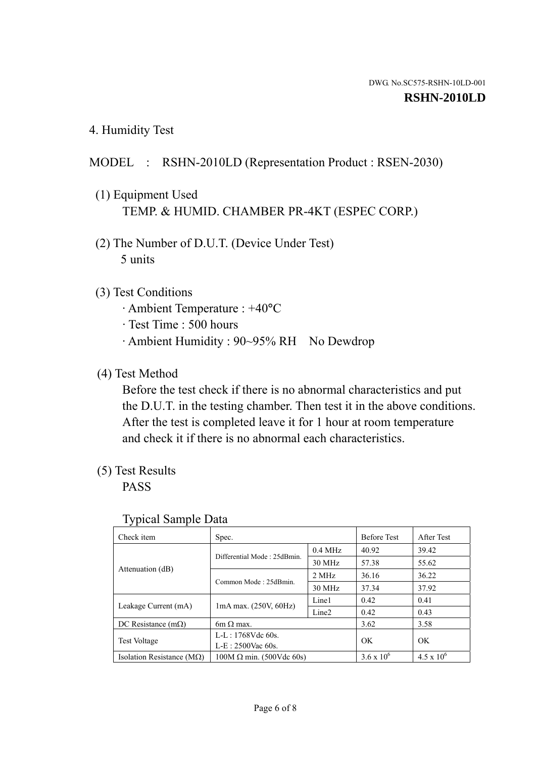DWG. No.SC575-RSHN-10LD-001

**RSHN-2010LD**

## 4. Humidity Test

MODEL : RSHN-2010LD (Representation Product : RSEN-2030)

(1) Equipment Used

TEMP. & HUMID. CHAMBER PR-4KT (ESPEC CORP.)

(2) The Number of D.U.T. (Device Under Test)

5 units

(3) Test Conditions

- Ambient Temperature : +40°C
- Test Time : 500 hours
- Ambient Humidity : 90~95% RH No Dewdrop

(4) Test Method

Before the test check if there is no abnormal characteristics and put the D.U.T. in the testing chamber. Then test it in the above conditions. After the test is completed leave it for 1 hour at room temperature and check it if there is no abnormal each characteristics.

(5) Test Results

PASS

Typical Sample Data

| Check item | Spec. | | Before Test | After Test |
|---|---|---|---|---|
| Attenuation (dB) | Differential Mode : 25dBmin. | 0.4 MHz | 40.92 | 39.42 |
| | | 30 MHz | 57.38 | 55.62 |
| | Common Mode : 25dBmin. | 2 MHz | 36.16 | 36.22 |
| | | 30 MHz | 37.34 | 37.92 |
| Leakage Current (mA) | 1mA max. (250V, 60Hz) | Line1 | 0.42 | 0.41 |
| | | Line2 | 0.42 | 0.43 |
| DC Resistance (mΩ) | 6m Ω max. | | 3.62 | 3.58 |
| Test Voltage | L-L : 1768Vdc 60s.<br>L-E : 2500Vac 60s. | | OK | OK |
| Isolation Resistance (MΩ) | 100M Ω min. (500Vdc 60s) | | $3.6 \times 10^{6}$ | $4.5 \times 10^{6}$ |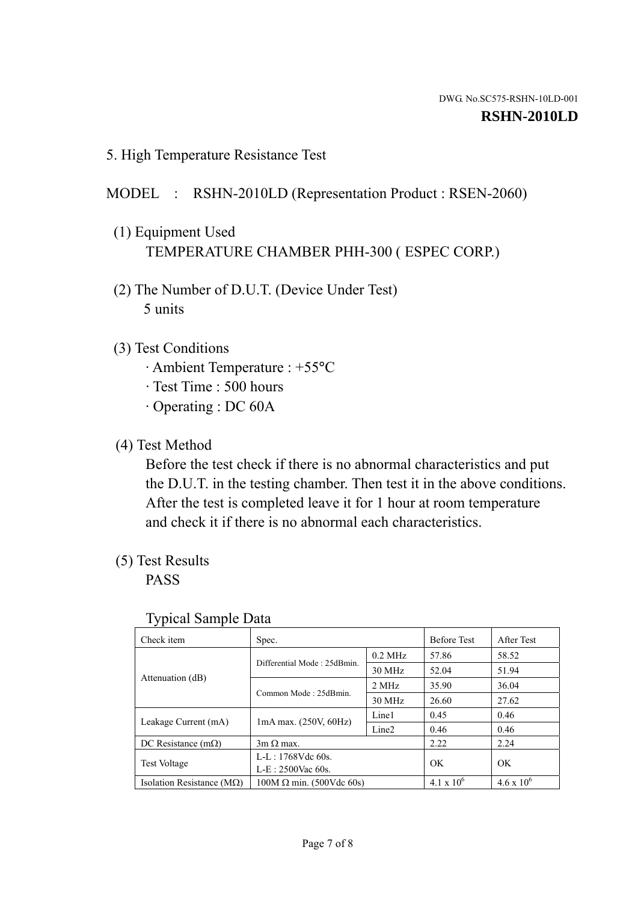DWG. No.SC575-RSHN-10LD-001

**RSHN-2010LD**

## 5. High Temperature Resistance Test

MODEL : RSHN-2010LD (Representation Product : RSEN-2060)

(1) Equipment Used
TEMPERATURE CHAMBER PHH-300 ( ESPEC CORP.)

(2) The Number of D.U.T. (Device Under Test)
5 units

(3) Test Conditions
· Ambient Temperature : +55°C
· Test Time : 500 hours
· Operating : DC 60A

(4) Test Method
Before the test check if there is no abnormal characteristics and put the D.U.T. in the testing chamber. Then test it in the above conditions. After the test is completed leave it for 1 hour at room temperature and check it if there is no abnormal each characteristics.

(5) Test Results
PASS

Typical Sample Data

| Check item | Spec. | | Before Test | After Test |
|---|---|---|---|---|
| Attenuation (dB) | Differential Mode : 25dBmin. | 0.2 MHz | 57.86 | 58.52 |
| | | 30 MHz | 52.04 | 51.94 |
| | Common Mode : 25dBmin. | 2 MHz | 35.90 | 36.04 |
| | | 30 MHz | 26.60 | 27.62 |
| Leakage Current (mA) | 1mA max. (250V, 60Hz) | Line1 | 0.45 | 0.46 |
| | | Line2 | 0.46 | 0.46 |
| DC Resistance (mΩ) | 3m Ω max. | | 2.22 | 2.24 |
| Test Voltage | L-L : 1768Vdc 60s.<br>L-E : 2500Vac 60s. | | OK | OK |
| Isolation Resistance (MΩ) | 100M Ω min. (500Vdc 60s) | | $4.1 \times 10^6$ | $4.6 \times 10^6$ |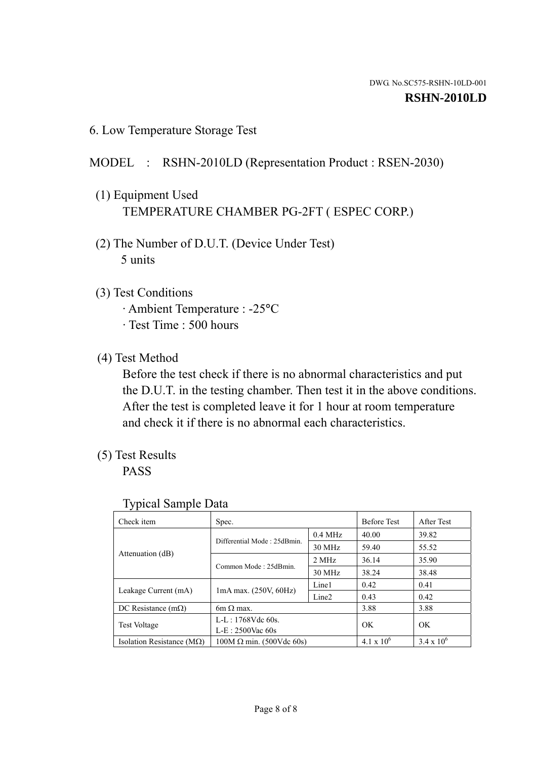DWG. No.SC575-RSHN-10LD-001

**RSHN-2010LD**

## 6. Low Temperature Storage Test

MODEL : RSHN-2010LD (Representation Product : RSEN-2030)

(1) Equipment Used
TEMPERATURE CHAMBER PG-2FT ( ESPEC CORP.)

(2) The Number of D.U.T. (Device Under Test)
5 units

(3) Test Conditions
· Ambient Temperature : -25°C
· Test Time : 500 hours

(4) Test Method
Before the test check if there is no abnormal characteristics and put the D.U.T. in the testing chamber. Then test it in the above conditions. After the test is completed leave it for 1 hour at room temperature and check it if there is no abnormal each characteristics.

(5) Test Results
PASS

Typical Sample Data

| Check item | Spec. | | Before Test | After Test |
|---|---|---|---|---|
| Attenuation (dB) | Differential Mode : 25dBmin. | 0.4 MHz | 40.00 | 39.82 |
| | | 30 MHz | 59.40 | 55.52 |
| | Common Mode : 25dBmin. | 2 MHz | 36.14 | 35.90 |
| | | 30 MHz | 38.24 | 38.48 |
| Leakage Current (mA) | 1mA max. (250V, 60Hz) | Line1 | 0.42 | 0.41 |
| | | Line2 | 0.43 | 0.42 |
| DC Resistance (mΩ) | 6m Ω max. | | 3.88 | 3.88 |
| Test Voltage | L-L : 1768Vdc 60s.<br>L-E : 2500Vac 60s | | OK | OK |
| Isolation Resistance (MΩ) | 100M Ω min. (500Vdc 60s) | | $4.1 \times 10^6$ | $3.4 \times 10^6$ |